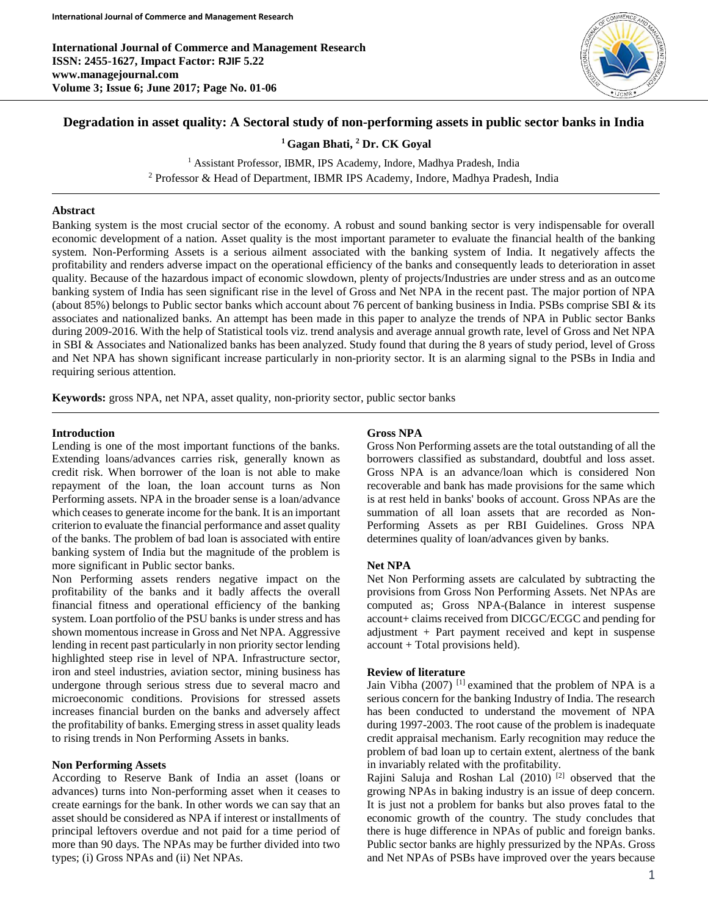# Degradation in asset quality: A Sectoral study of non-performing assets in public sector banks in India

**[1] Gagan Bhati, [2] Dr. CK Goyal**

[1] Assistant Professor, IBMR, IPS Academy, Indore, Madhya Pradesh, India
[2] Professor & Head of Department, IBMR IPS Academy, Indore, Madhya Pradesh, India

## Abstract

Banking system is the most crucial sector of the economy. A robust and sound banking sector is very indispensable for overall economic development of a nation. Asset quality is the most important parameter to evaluate the financial health of the banking system. Non-Performing Assets is a serious ailment associated with the banking system of India. It negatively affects the profitability and renders adverse impact on the operational efficiency of the banks and consequently leads to deterioration in asset quality. Because of the hazardous impact of economic slowdown, plenty of projects/Industries are under stress and as an outcome banking system of India has seen significant rise in the level of Gross and Net NPA in the recent past. The major portion of NPA (about 85%) belongs to Public sector banks which account about 76 percent of banking business in India. PSBs comprise SBI & its associates and nationalized banks. An attempt has been made in this paper to analyze the trends of NPA in Public sector Banks during 2009-2016. With the help of Statistical tools viz. trend analysis and average annual growth rate, level of Gross and Net NPA in SBI & Associates and Nationalized banks has been analyzed. Study found that during the 8 years of study period, level of Gross and Net NPA has shown significant increase particularly in non-priority sector. It is an alarming signal to the PSBs in India and requiring serious attention.

**Keywords:** gross NPA, net NPA, asset quality, non-priority sector, public sector banks

## Introduction

Lending is one of the most important functions of the banks. Extending loans/advances carries risk, generally known as credit risk. When borrower of the loan is not able to make repayment of the loan, the loan account turns as Non Performing assets. NPA in the broader sense is a loan/advance which ceases to generate income for the bank. It is an important criterion to evaluate the financial performance and asset quality of the banks. The problem of bad loan is associated with entire banking system of India but the magnitude of the problem is more significant in Public sector banks.

Non Performing assets renders negative impact on the profitability of the banks and it badly affects the overall financial fitness and operational efficiency of the banking system. Loan portfolio of the PSU banks is under stress and has shown momentous increase in Gross and Net NPA. Aggressive lending in recent past particularly in non priority sector lending highlighted steep rise in level of NPA. Infrastructure sector, iron and steel industries, aviation sector, mining business has undergone through serious stress due to several macro and microeconomic conditions. Provisions for stressed assets increases financial burden on the banks and adversely affect the profitability of banks. Emerging stress in asset quality leads to rising trends in Non Performing Assets in banks.

### Non Performing Assets

According to Reserve Bank of India an asset (loans or advances) turns into Non-performing asset when it ceases to create earnings for the bank. In other words we can say that an asset should be considered as NPA if interest or installments of principal leftovers overdue and not paid for a time period of more than 90 days. The NPAs may be further divided into two types; (i) Gross NPAs and (ii) Net NPAs.

### Gross NPA

Gross Non Performing assets are the total outstanding of all the borrowers classified as substandard, doubtful and loss asset. Gross NPA is an advance/loan which is considered Non recoverable and bank has made provisions for the same which is at rest held in banks' books of account. Gross NPAs are the summation of all loan assets that are recorded as Non-Performing Assets as per RBI Guidelines. Gross NPA determines quality of loan/advances given by banks.

### Net NPA

Net Non Performing assets are calculated by subtracting the provisions from Gross Non Performing Assets. Net NPAs are computed as; Gross NPA-(Balance in interest suspense account+ claims received from DICGC/ECGC and pending for adjustment + Part payment received and kept in suspense account + Total provisions held).

## Review of literature

Jain Vibha (2007) [1] examined that the problem of NPA is a serious concern for the banking Industry of India. The research has been conducted to understand the movement of NPA during 1997-2003. The root cause of the problem is inadequate credit appraisal mechanism. Early recognition may reduce the problem of bad loan up to certain extent, alertness of the bank in invariably related with the profitability.

Rajini Saluja and Roshan Lal (2010) [2] observed that the growing NPAs in baking industry is an issue of deep concern. It is just not a problem for banks but also proves fatal to the economic growth of the country. The study concludes that there is huge difference in NPAs of public and foreign banks. Public sector banks are highly pressurized by the NPAs. Gross and Net NPAs of PSBs have improved over the years because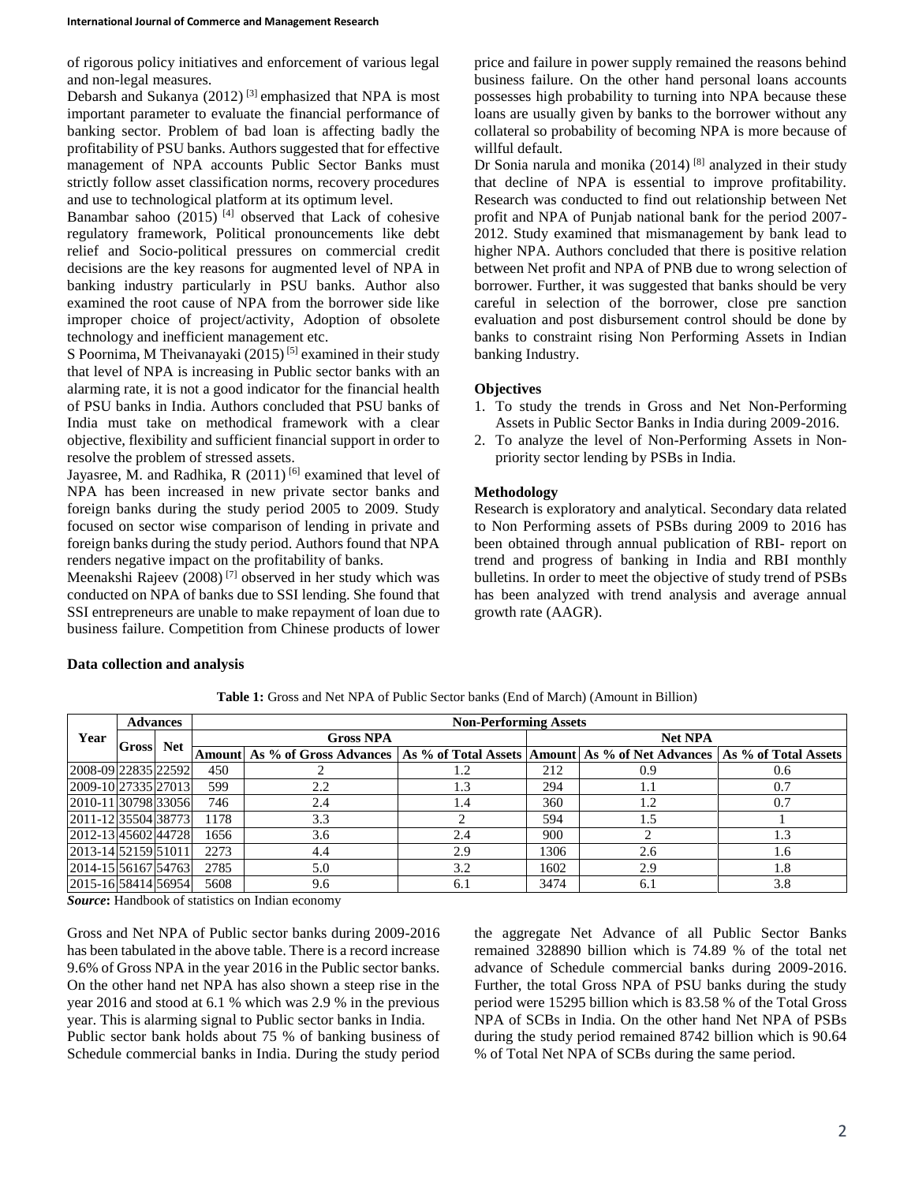of rigorous policy initiatives and enforcement of various legal and non-legal measures.

Debarsh and Sukanya (2012) [3] emphasized that NPA is most important parameter to evaluate the financial performance of banking sector. Problem of bad loan is affecting badly the profitability of PSU banks. Authors suggested that for effective management of NPA accounts Public Sector Banks must strictly follow asset classification norms, recovery procedures and use to technological platform at its optimum level.

Banambar sahoo (2015) [4] observed that Lack of cohesive regulatory framework, Political pronouncements like debt relief and Socio-political pressures on commercial credit decisions are the key reasons for augmented level of NPA in banking industry particularly in PSU banks. Author also examined the root cause of NPA from the borrower side like improper choice of project/activity, Adoption of obsolete technology and inefficient management etc.

S Poornima, M Theivanayaki (2015) [5] examined in their study that level of NPA is increasing in Public sector banks with an alarming rate, it is not a good indicator for the financial health of PSU banks in India. Authors concluded that PSU banks of India must take on methodical framework with a clear objective, flexibility and sufficient financial support in order to resolve the problem of stressed assets.

Jayasree, M. and Radhika, R (2011) [6] examined that level of NPA has been increased in new private sector banks and foreign banks during the study period 2005 to 2009. Study focused on sector wise comparison of lending in private and foreign banks during the study period. Authors found that NPA renders negative impact on the profitability of banks.

Meenakshi Rajeev (2008) [7] observed in her study which was conducted on NPA of banks due to SSI lending. She found that SSI entrepreneurs are unable to make repayment of loan due to business failure. Competition from Chinese products of lower price and failure in power supply remained the reasons behind business failure. On the other hand personal loans accounts possesses high probability to turning into NPA because these loans are usually given by banks to the borrower without any collateral so probability of becoming NPA is more because of willful default.

Dr Sonia narula and monika (2014) [8] analyzed in their study that decline of NPA is essential to improve profitability. Research was conducted to find out relationship between Net profit and NPA of Punjab national bank for the period 2007-2012. Study examined that mismanagement by bank lead to higher NPA. Authors concluded that there is positive relation between Net profit and NPA of PNB due to wrong selection of borrower. Further, it was suggested that banks should be very careful in selection of the borrower, close pre sanction evaluation and post disbursement control should be done by banks to constraint rising Non Performing Assets in Indian banking Industry.

## Objectives

1. To study the trends in Gross and Net Non-Performing Assets in Public Sector Banks in India during 2009-2016.
2. To analyze the level of Non-Performing Assets in Non-priority sector lending by PSBs in India.

## Methodology

Research is exploratory and analytical. Secondary data related to Non Performing assets of PSBs during 2009 to 2016 has been obtained through annual publication of RBI- report on trend and progress of banking in India and RBI monthly bulletins. In order to meet the objective of study trend of PSBs has been analyzed with trend analysis and average annual growth rate (AAGR).

## Data collection and analysis

**Table 1:** Gross and Net NPA of Public Sector banks (End of March) (Amount in Billion)

| Year | Advances | | Non-Performing Assets | | | | | |
|---|---|---|---|---|---|---|---|---|
| | | | Gross NPA | | | Net NPA | | |
| | Gross | Net | Amount | As % of Gross Advances | As % of Total Assets | Amount | As % of Net Advances | As % of Total Assets |
| 2008-09 | 22835 | 22592 | 450 | 2 | 1.2 | 212 | 0.9 | 0.6 |
| 2009-10 | 27335 | 27013 | 599 | 2.2 | 1.3 | 294 | 1.1 | 0.7 |
| 2010-11 | 30798 | 33056 | 746 | 2.4 | 1.4 | 360 | 1.2 | 0.7 |
| 2011-12 | 35504 | 38773 | 1178 | 3.3 | 2 | 594 | 1.5 | 1 |
| 2012-13 | 45602 | 44728 | 1656 | 3.6 | 2.4 | 900 | 2 | 1.3 |
| 2013-14 | 52159 | 51011 | 2273 | 4.4 | 2.9 | 1306 | 2.6 | 1.6 |
| 2014-15 | 56167 | 54763 | 2785 | 5.0 | 3.2 | 1602 | 2.9 | 1.8 |
| 2015-16 | 58414 | 56954 | 5608 | 9.6 | 6.1 | 3474 | 6.1 | 3.8 |

***Source*:** Handbook of statistics on Indian economy

Gross and Net NPA of Public sector banks during 2009-2016 has been tabulated in the above table. There is a record increase 9.6% of Gross NPA in the year 2016 in the Public sector banks. On the other hand net NPA has also shown a steep rise in the year 2016 and stood at 6.1 % which was 2.9 % in the previous year. This is alarming signal to Public sector banks in India.

Public sector bank holds about 75 % of banking business of Schedule commercial banks in India. During the study period the aggregate Net Advance of all Public Sector Banks remained 328890 billion which is 74.89 % of the total net advance of Schedule commercial banks during 2009-2016. Further, the total Gross NPA of PSU banks during the study period were 15295 billion which is 83.58 % of the Total Gross NPA of SCBs in India. On the other hand Net NPA of PSBs during the study period remained 8742 billion which is 90.64 % of Total Net NPA of SCBs during the same period.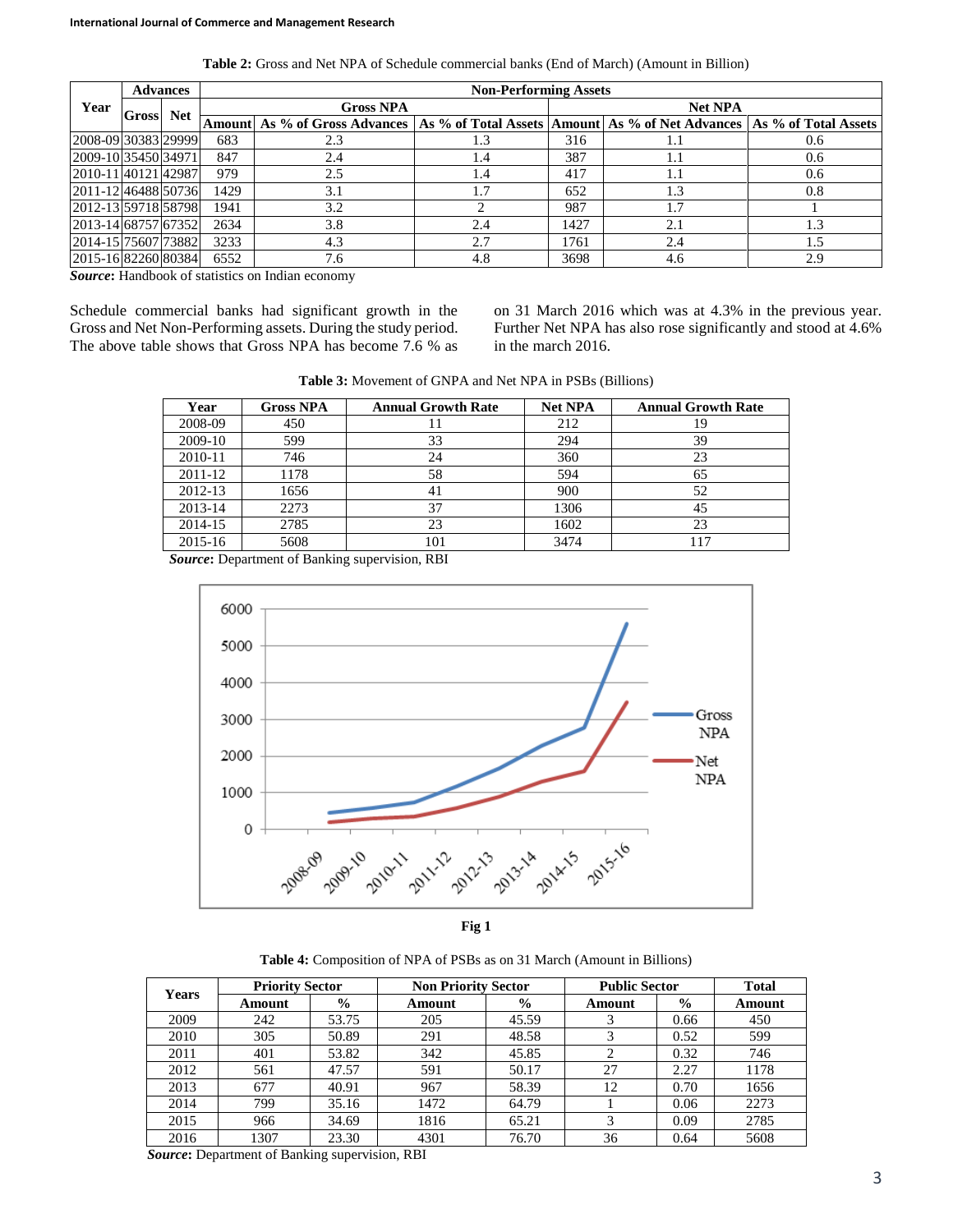**Table 2:** Gross and Net NPA of Schedule commercial banks (End of March) (Amount in Billion)

| Year | Advances | | Non-Performing Assets | | | | | |
|---|---|---|---|---|---|---|---|---|
| | Gross | Net | Gross NPA | | | Net NPA | | |
| | | | Amount | As % of Gross Advances | As % of Total Assets | Amount | As % of Net Advances | As % of Total Assets |
| 2008-09 | 30383 | 29999 | 683 | 2.3 | 1.3 | 316 | 1.1 | 0.6 |
| 2009-10 | 35450 | 34971 | 847 | 2.4 | 1.4 | 387 | 1.1 | 0.6 |
| 2010-11 | 40121 | 42987 | 979 | 2.5 | 1.4 | 417 | 1.1 | 0.6 |
| 2011-12 | 46488 | 50736 | 1429 | 3.1 | 1.7 | 652 | 1.3 | 0.8 |
| 2012-13 | 59718 | 58798 | 1941 | 3.2 | 2 | 987 | 1.7 | 1 |
| 2013-14 | 68757 | 67352 | 2634 | 3.8 | 2.4 | 1427 | 2.1 | 1.3 |
| 2014-15 | 75607 | 73882 | 3233 | 4.3 | 2.7 | 1761 | 2.4 | 1.5 |
| 2015-16 | 82260 | 80384 | 6552 | 7.6 | 4.8 | 3698 | 4.6 | 2.9 |

***Source*:** Handbook of statistics on Indian economy

Schedule commercial banks had significant growth in the Gross and Net Non-Performing assets. During the study period. The above table shows that Gross NPA has become 7.6 % as on 31 March 2016 which was at 4.3% in the previous year. Further Net NPA has also rose significantly and stood at 4.6% in the march 2016.

**Table 3:** Movement of GNPA and Net NPA in PSBs (Billions)

| Year | Gross NPA | Annual Growth Rate | Net NPA | Annual Growth Rate |
|---|---|---|---|---|
| 2008-09 | 450 | 11 | 212 | 19 |
| 2009-10 | 599 | 33 | 294 | 39 |
| 2010-11 | 746 | 24 | 360 | 23 |
| 2011-12 | 1178 | 58 | 594 | 65 |
| 2012-13 | 1656 | 41 | 900 | 52 |
| 2013-14 | 2273 | 37 | 1306 | 45 |
| 2014-15 | 2785 | 23 | 1602 | 23 |
| 2015-16 | 5608 | 101 | 3474 | 117 |

***Source*:** Department of Banking supervision, RBI

**Fig 1**

**Table 4:** Composition of NPA of PSBs as on 31 March (Amount in Billions)

| Years | Priority Sector | | Non Priority Sector | | Public Sector | | Total |
|---|---|---|---|---|---|---|---|
| | Amount | % | Amount | % | Amount | % | Amount |
| 2009 | 242 | 53.75 | 205 | 45.59 | 3 | 0.66 | 450 |
| 2010 | 305 | 50.89 | 291 | 48.58 | 3 | 0.52 | 599 |
| 2011 | 401 | 53.82 | 342 | 45.85 | 2 | 0.32 | 746 |
| 2012 | 561 | 47.57 | 591 | 50.17 | 27 | 2.27 | 1178 |
| 2013 | 677 | 40.91 | 967 | 58.39 | 12 | 0.70 | 1656 |
| 2014 | 799 | 35.16 | 1472 | 64.79 | 1 | 0.06 | 2273 |
| 2015 | 966 | 34.69 | 1816 | 65.21 | 3 | 0.09 | 2785 |
| 2016 | 1307 | 23.30 | 4301 | 76.70 | 36 | 0.64 | 5608 |

***Source*:** Department of Banking supervision, RBI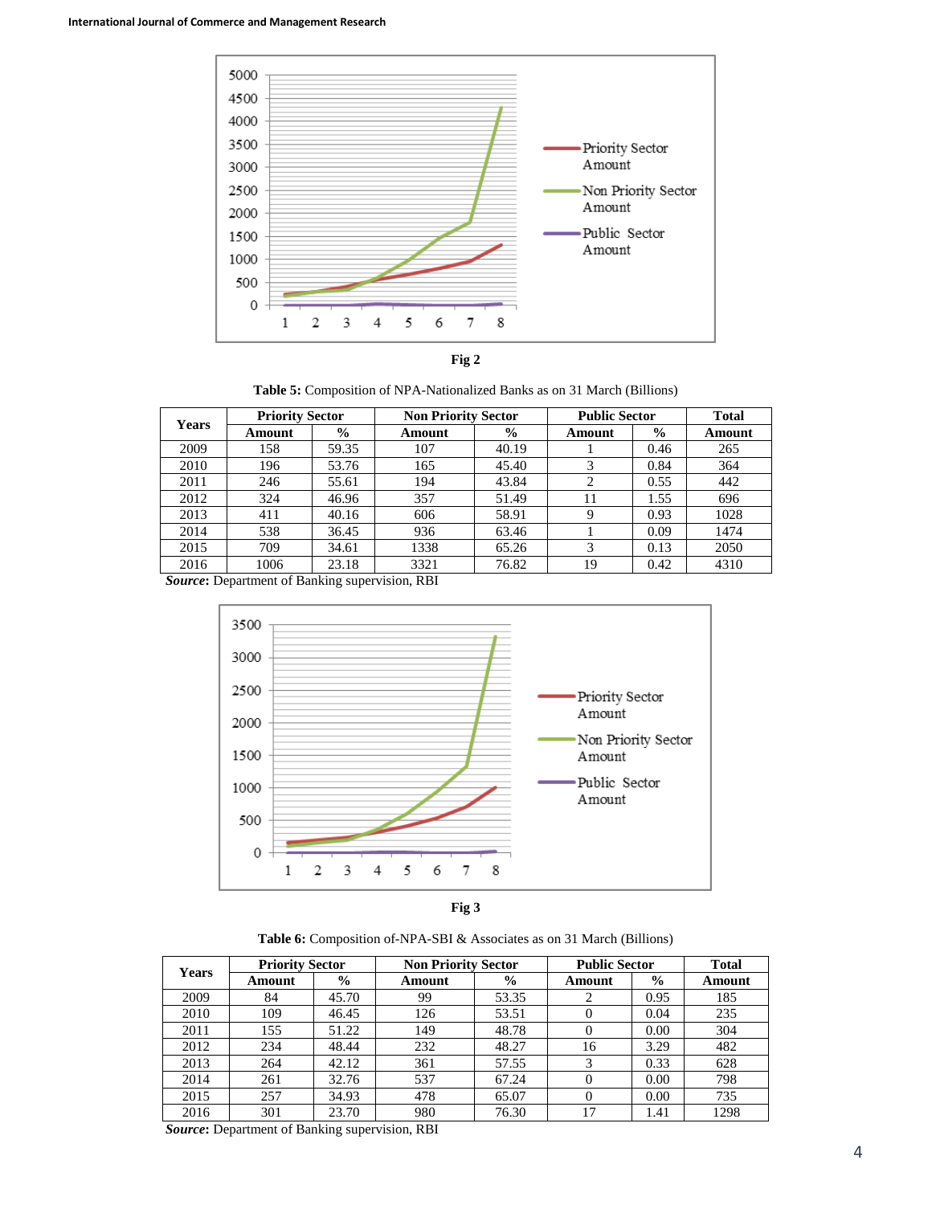Fig 2

**Table 5:** Composition of NPA-Nationalized Banks as on 31 March (Billions)

| Years | Priority Sector | | Non Priority Sector | | Public Sector | | Total |
|---|---|---|---|---|---|---|---|
| | Amount | % | Amount | % | Amount | % | Amount |
| 2009 | 158 | 59.35 | 107 | 40.19 | 1 | 0.46 | 265 |
| 2010 | 196 | 53.76 | 165 | 45.40 | 3 | 0.84 | 364 |
| 2011 | 246 | 55.61 | 194 | 43.84 | 2 | 0.55 | 442 |
| 2012 | 324 | 46.96 | 357 | 51.49 | 11 | 1.55 | 696 |
| 2013 | 411 | 40.16 | 606 | 58.91 | 9 | 0.93 | 1028 |
| 2014 | 538 | 36.45 | 936 | 63.46 | 1 | 0.09 | 1474 |
| 2015 | 709 | 34.61 | 1338 | 65.26 | 3 | 0.13 | 2050 |
| 2016 | 1006 | 23.18 | 3321 | 76.82 | 19 | 0.42 | 4310 |

***Source*:** Department of Banking supervision, RBI

Fig 3

**Table 6:** Composition of-NPA-SBI & Associates as on 31 March (Billions)

| Years | Priority Sector | | Non Priority Sector | | Public Sector | | Total |
|---|---|---|---|---|---|---|---|
| | Amount | % | Amount | % | Amount | % | Amount |
| 2009 | 84 | 45.70 | 99 | 53.35 | 2 | 0.95 | 185 |
| 2010 | 109 | 46.45 | 126 | 53.51 | 0 | 0.04 | 235 |
| 2011 | 155 | 51.22 | 149 | 48.78 | 0 | 0.00 | 304 |
| 2012 | 234 | 48.44 | 232 | 48.27 | 16 | 3.29 | 482 |
| 2013 | 264 | 42.12 | 361 | 57.55 | 3 | 0.33 | 628 |
| 2014 | 261 | 32.76 | 537 | 67.24 | 0 | 0.00 | 798 |
| 2015 | 257 | 34.93 | 478 | 65.07 | 0 | 0.00 | 735 |
| 2016 | 301 | 23.70 | 980 | 76.30 | 17 | 1.41 | 1298 |

***Source*:** Department of Banking supervision, RBI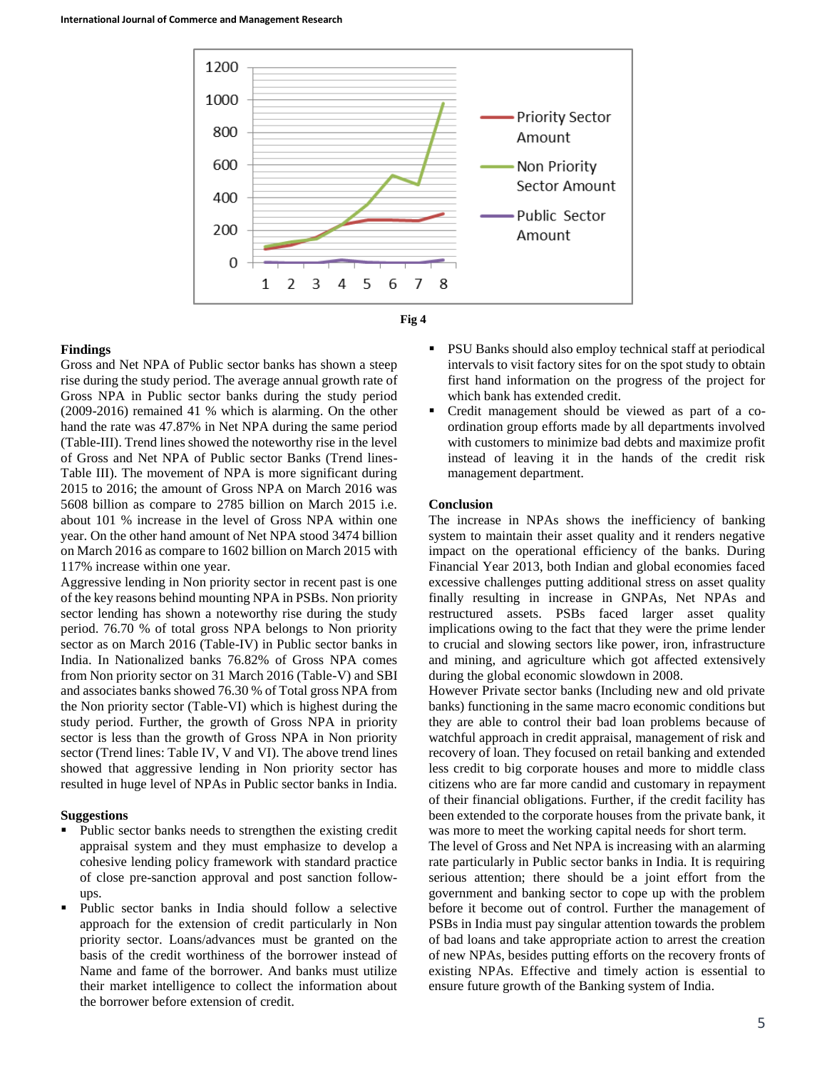Fig 4

## Findings

Gross and Net NPA of Public sector banks has shown a steep rise during the study period. The average annual growth rate of Gross NPA in Public sector banks during the study period (2009-2016) remained 41 % which is alarming. On the other hand the rate was 47.87% in Net NPA during the same period (Table-III). Trend lines showed the noteworthy rise in the level of Gross and Net NPA of Public sector Banks (Trend lines- Table III). The movement of NPA is more significant during 2015 to 2016; the amount of Gross NPA on March 2016 was 5608 billion as compare to 2785 billion on March 2015 i.e. about 101 % increase in the level of Gross NPA within one year. On the other hand amount of Net NPA stood 3474 billion on March 2016 as compare to 1602 billion on March 2015 with 117% increase within one year.

Aggressive lending in Non priority sector in recent past is one of the key reasons behind mounting NPA in PSBs. Non priority sector lending has shown a noteworthy rise during the study period. 76.70 % of total gross NPA belongs to Non priority sector as on March 2016 (Table-IV) in Public sector banks in India. In Nationalized banks 76.82% of Gross NPA comes from Non priority sector on 31 March 2016 (Table-V) and SBI and associates banks showed 76.30 % of Total gross NPA from the Non priority sector (Table-VI) which is highest during the study period. Further, the growth of Gross NPA in priority sector is less than the growth of Gross NPA in Non priority sector (Trend lines: Table IV, V and VI). The above trend lines showed that aggressive lending in Non priority sector has resulted in huge level of NPAs in Public sector banks in India.

## Suggestions

- Public sector banks needs to strengthen the existing credit appraisal system and they must emphasize to develop a cohesive lending policy framework with standard practice of close pre-sanction approval and post sanction follow-ups.
- Public sector banks in India should follow a selective approach for the extension of credit particularly in Non priority sector. Loans/advances must be granted on the basis of the credit worthiness of the borrower instead of Name and fame of the borrower. And banks must utilize their market intelligence to collect the information about the borrower before extension of credit.
- PSU Banks should also employ technical staff at periodical intervals to visit factory sites for on the spot study to obtain first hand information on the progress of the project for which bank has extended credit.
- Credit management should be viewed as part of a co-ordination group efforts made by all departments involved with customers to minimize bad debts and maximize profit instead of leaving it in the hands of the credit risk management department.

## Conclusion

The increase in NPAs shows the inefficiency of banking system to maintain their asset quality and it renders negative impact on the operational efficiency of the banks. During Financial Year 2013, both Indian and global economies faced excessive challenges putting additional stress on asset quality finally resulting in increase in GNPAs, Net NPAs and restructured assets. PSBs faced larger asset quality implications owing to the fact that they were the prime lender to crucial and slowing sectors like power, iron, infrastructure and mining, and agriculture which got affected extensively during the global economic slowdown in 2008.

However Private sector banks (Including new and old private banks) functioning in the same macro economic conditions but they are able to control their bad loan problems because of watchful approach in credit appraisal, management of risk and recovery of loan. They focused on retail banking and extended less credit to big corporate houses and more to middle class citizens who are far more candid and customary in repayment of their financial obligations. Further, if the credit facility has been extended to the corporate houses from the private bank, it was more to meet the working capital needs for short term.

The level of Gross and Net NPA is increasing with an alarming rate particularly in Public sector banks in India. It is requiring serious attention; there should be a joint effort from the government and banking sector to cope up with the problem before it become out of control. Further the management of PSBs in India must pay singular attention towards the problem of bad loans and take appropriate action to arrest the creation of new NPAs, besides putting efforts on the recovery fronts of existing NPAs. Effective and timely action is essential to ensure future growth of the Banking system of India.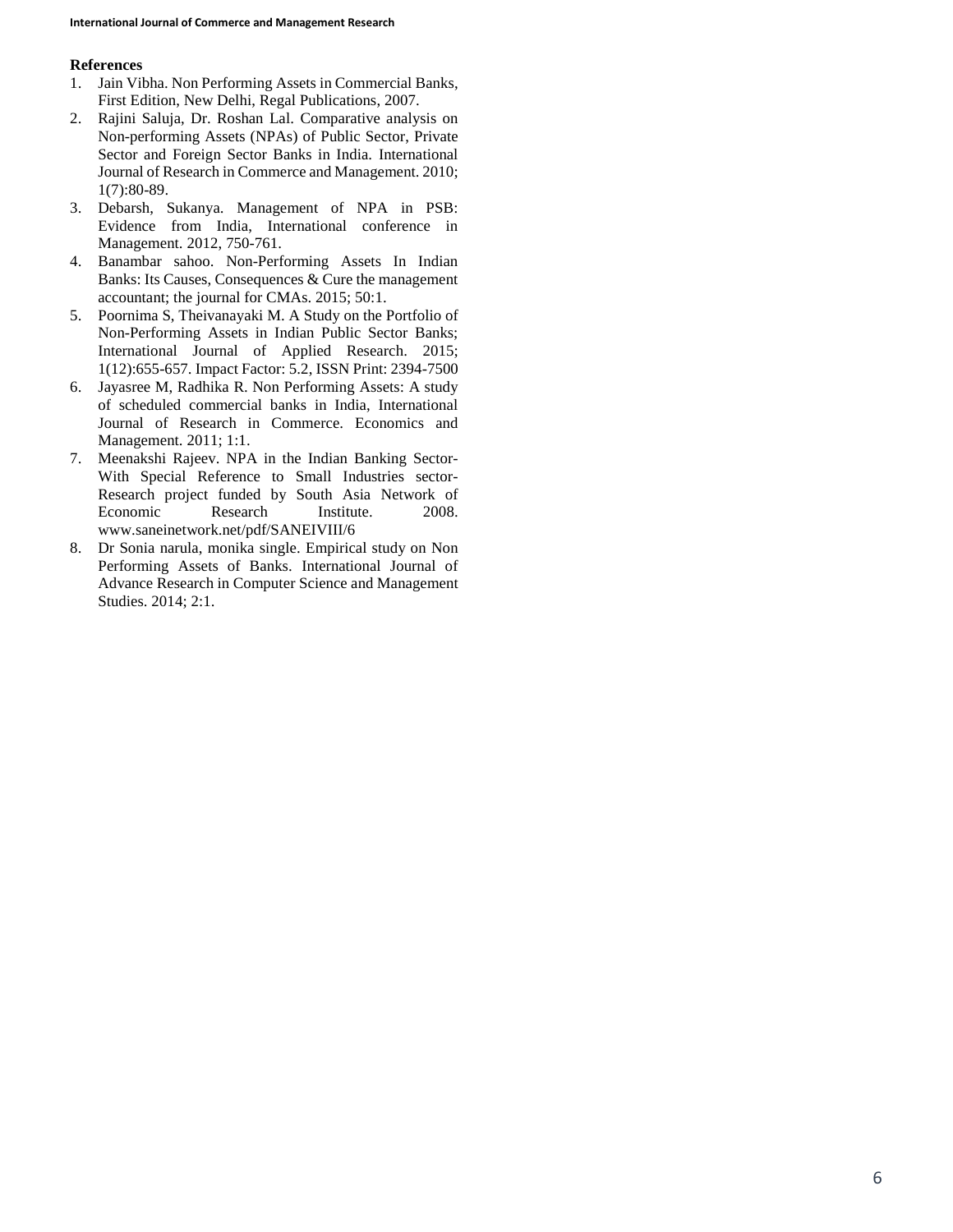## References

1. Jain Vibha. Non Performing Assets in Commercial Banks, First Edition, New Delhi, Regal Publications, 2007.
2. Rajini Saluja, Dr. Roshan Lal. Comparative analysis on Non-performing Assets (NPAs) of Public Sector, Private Sector and Foreign Sector Banks in India. International Journal of Research in Commerce and Management. 2010; 1(7):80-89.
3. Debarsh, Sukanya. Management of NPA in PSB: Evidence from India, International conference in Management. 2012, 750-761.
4. Banambar sahoo. Non-Performing Assets In Indian Banks: Its Causes, Consequences & Cure the management accountant; the journal for CMAs. 2015; 50:1.
5. Poornima S, Theivanayaki M. A Study on the Portfolio of Non-Performing Assets in Indian Public Sector Banks; International Journal of Applied Research. 2015; 1(12):655-657. Impact Factor: 5.2, ISSN Print: 2394-7500
6. Jayasree M, Radhika R. Non Performing Assets: A study of scheduled commercial banks in India, International Journal of Research in Commerce. Economics and Management. 2011; 1:1.
7. Meenakshi Rajeev. NPA in the Indian Banking Sector- With Special Reference to Small Industries sector- Research project funded by South Asia Network of Economic Research Institute. 2008. www.saneinetwork.net/pdf/SANEIVIII/6
8. Dr Sonia narula, monika single. Empirical study on Non Performing Assets of Banks. International Journal of Advance Research in Computer Science and Management Studies. 2014; 2:1.